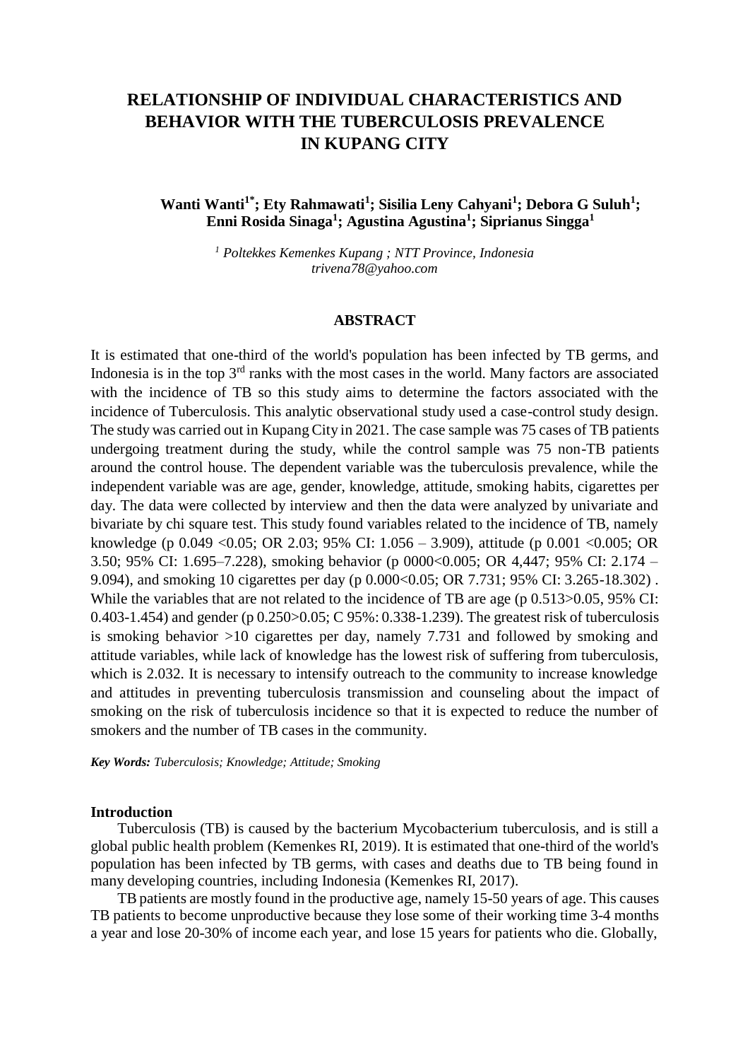# RELATIONSHIP OF INDIVIDUAL CHARACTERISTICS AND BEHAVIOR WITH THE TUBERCULOSIS PREVALENCE IN KUPANG CITY

**Wanti Wanti[1*]; Ety Rahmawati[1]; Sisilia Leny Cahyani[1]; Debora G Suluh[1]; Enni Rosida Sinaga[1]; Agustina Agustina[1]; Siprianus Singga[1]**

*[1] Poltekkes Kemenkes Kupang ; NTT Province, Indonesia*
*trivena78@yahoo.com*

## ABSTRACT

It is estimated that one-third of the world's population has been infected by TB germs, and Indonesia is in the top 3rd ranks with the most cases in the world. Many factors are associated with the incidence of TB so this study aims to determine the factors associated with the incidence of Tuberculosis. This analytic observational study used a case-control study design. The study was carried out in Kupang City in 2021. The case sample was 75 cases of TB patients undergoing treatment during the study, while the control sample was 75 non-TB patients around the control house. The dependent variable was the tuberculosis prevalence, while the independent variable was are age, gender, knowledge, attitude, smoking habits, cigarettes per day. The data were collected by interview and then the data were analyzed by univariate and bivariate by chi square test. This study found variables related to the incidence of TB, namely knowledge (p 0.049 <0.05; OR 2.03; 95% CI: 1.056 – 3.909), attitude (p 0.001 <0.005; OR 3.50; 95% CI: 1.695–7.228), smoking behavior (p 0000<0.005; OR 4,447; 95% CI: 2.174 – 9.094), and smoking 10 cigarettes per day (p 0.000<0.05; OR 7.731; 95% CI: 3.265-18.302) . While the variables that are not related to the incidence of TB are age (p 0.513>0.05, 95% CI: 0.403-1.454) and gender (p 0.250>0.05; C 95%: 0.338-1.239). The greatest risk of tuberculosis is smoking behavior >10 cigarettes per day, namely 7.731 and followed by smoking and attitude variables, while lack of knowledge has the lowest risk of suffering from tuberculosis, which is 2.032. It is necessary to intensify outreach to the community to increase knowledge and attitudes in preventing tuberculosis transmission and counseling about the impact of smoking on the risk of tuberculosis incidence so that it is expected to reduce the number of smokers and the number of TB cases in the community.

***Key Words:** Tuberculosis; Knowledge; Attitude; Smoking*

## Introduction

Tuberculosis (TB) is caused by the bacterium Mycobacterium tuberculosis, and is still a global public health problem (Kemenkes RI, 2019). It is estimated that one-third of the world's population has been infected by TB germs, with cases and deaths due to TB being found in many developing countries, including Indonesia (Kemenkes RI, 2017).

TB patients are mostly found in the productive age, namely 15-50 years of age. This causes TB patients to become unproductive because they lose some of their working time 3-4 months a year and lose 20-30% of income each year, and lose 15 years for patients who die. Globally,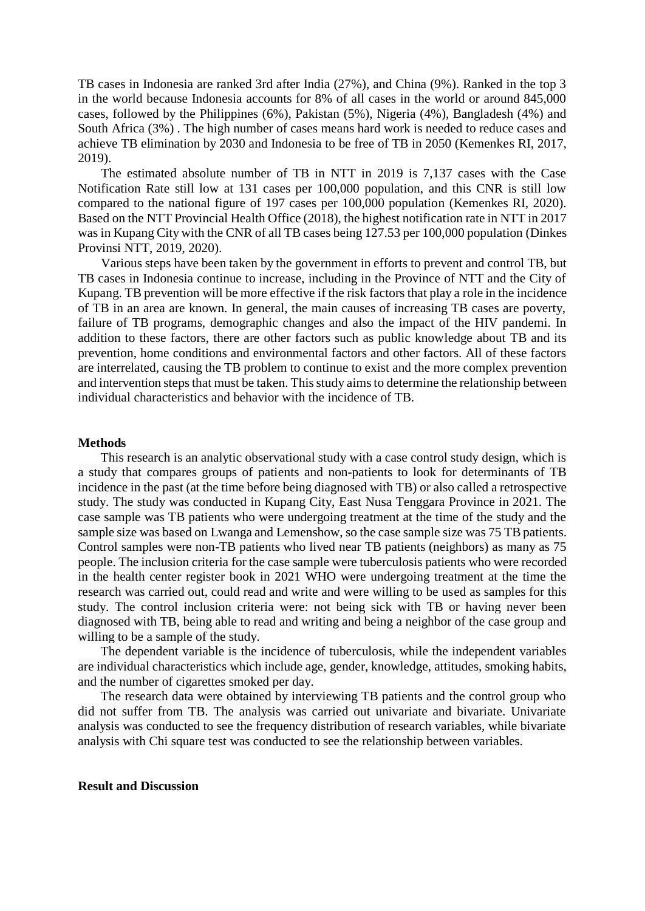TB cases in Indonesia are ranked 3rd after India (27%), and China (9%). Ranked in the top 3 in the world because Indonesia accounts for 8% of all cases in the world or around 845,000 cases, followed by the Philippines (6%), Pakistan (5%), Nigeria (4%), Bangladesh (4%) and South Africa (3%) . The high number of cases means hard work is needed to reduce cases and achieve TB elimination by 2030 and Indonesia to be free of TB in 2050 (Kemenkes RI, 2017, 2019).

The estimated absolute number of TB in NTT in 2019 is 7,137 cases with the Case Notification Rate still low at 131 cases per 100,000 population, and this CNR is still low compared to the national figure of 197 cases per 100,000 population (Kemenkes RI, 2020). Based on the NTT Provincial Health Office (2018), the highest notification rate in NTT in 2017 was in Kupang City with the CNR of all TB cases being 127.53 per 100,000 population (Dinkes Provinsi NTT, 2019, 2020).

Various steps have been taken by the government in efforts to prevent and control TB, but TB cases in Indonesia continue to increase, including in the Province of NTT and the City of Kupang. TB prevention will be more effective if the risk factors that play a role in the incidence of TB in an area are known. In general, the main causes of increasing TB cases are poverty, failure of TB programs, demographic changes and also the impact of the HIV pandemi. In addition to these factors, there are other factors such as public knowledge about TB and its prevention, home conditions and environmental factors and other factors. All of these factors are interrelated, causing the TB problem to continue to exist and the more complex prevention and intervention steps that must be taken. This study aims to determine the relationship between individual characteristics and behavior with the incidence of TB.

## Methods

This research is an analytic observational study with a case control study design, which is a study that compares groups of patients and non-patients to look for determinants of TB incidence in the past (at the time before being diagnosed with TB) or also called a retrospective study. The study was conducted in Kupang City, East Nusa Tenggara Province in 2021. The case sample was TB patients who were undergoing treatment at the time of the study and the sample size was based on Lwanga and Lemenshow, so the case sample size was 75 TB patients. Control samples were non-TB patients who lived near TB patients (neighbors) as many as 75 people. The inclusion criteria for the case sample were tuberculosis patients who were recorded in the health center register book in 2021 WHO were undergoing treatment at the time the research was carried out, could read and write and were willing to be used as samples for this study. The control inclusion criteria were: not being sick with TB or having never been diagnosed with TB, being able to read and writing and being a neighbor of the case group and willing to be a sample of the study.

The dependent variable is the incidence of tuberculosis, while the independent variables are individual characteristics which include age, gender, knowledge, attitudes, smoking habits, and the number of cigarettes smoked per day.

The research data were obtained by interviewing TB patients and the control group who did not suffer from TB. The analysis was carried out univariate and bivariate. Univariate analysis was conducted to see the frequency distribution of research variables, while bivariate analysis with Chi square test was conducted to see the relationship between variables.

## Result and Discussion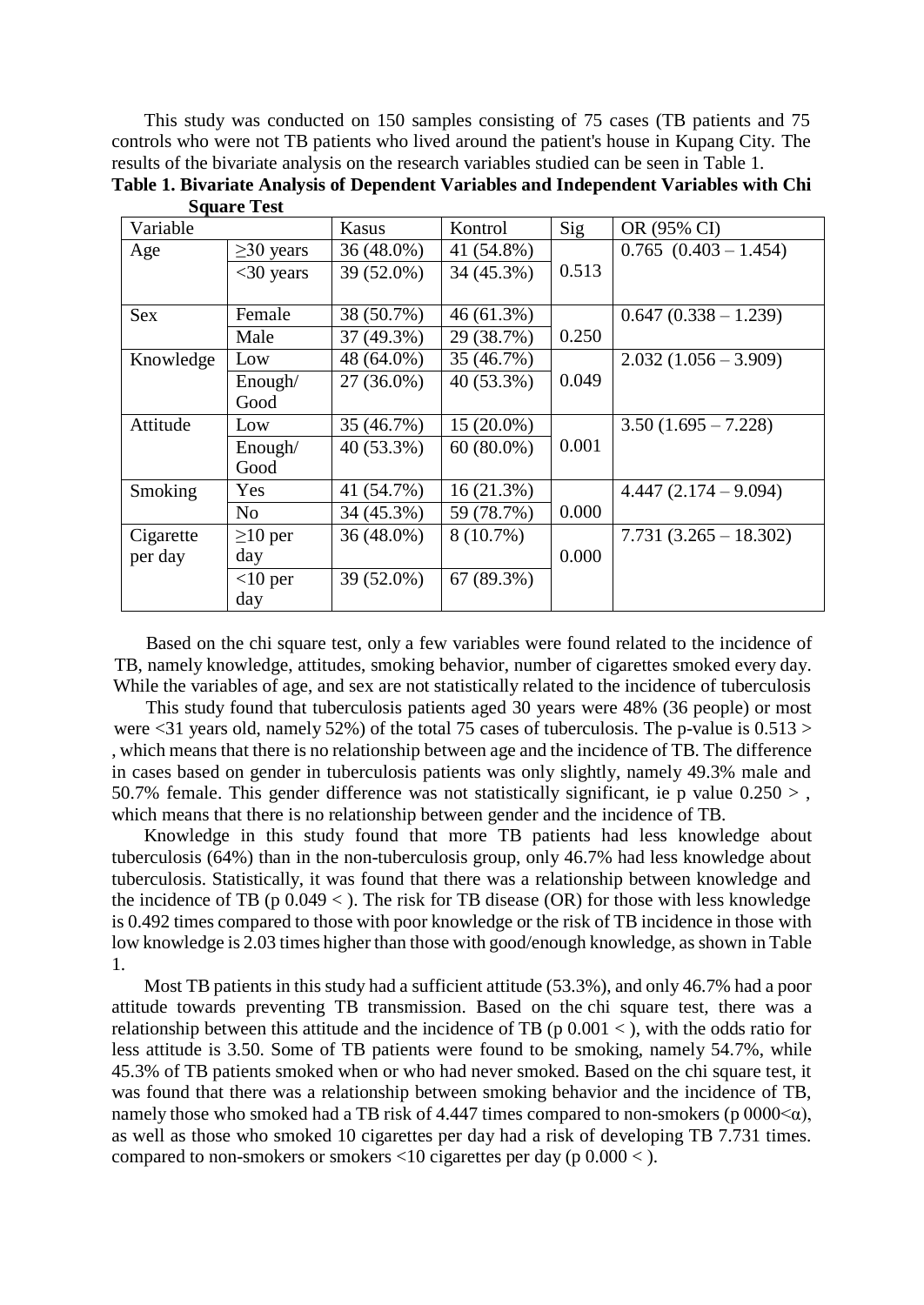This study was conducted on 150 samples consisting of 75 cases (TB patients and 75 controls who were not TB patients who lived around the patient's house in Kupang City. The results of the bivariate analysis on the research variables studied can be seen in Table 1.

**Table 1. Bivariate Analysis of Dependent Variables and Independent Variables with Chi Square Test**

| Variable | | Kasus | Kontrol | Sig | OR (95% CI) |
|---|---|---|---|---|---|
| Age | ≥30 years | 36 (48.0%) | 41 (54.8%) | 0.513 | 0.765 (0.403 – 1.454) |
| | <30 years | 39 (52.0%) | 34 (45.3%) | | |
| Sex | Female | 38 (50.7%) | 46 (61.3%) | 0.250 | 0.647 (0.338 – 1.239) |
| | Male | 37 (49.3%) | 29 (38.7%) | | |
| Knowledge | Low | 48 (64.0%) | 35 (46.7%) | 0.049 | 2.032 (1.056 – 3.909) |
| | Enough/ Good | 27 (36.0%) | 40 (53.3%) | | |
| Attitude | Low | 35 (46.7%) | 15 (20.0%) | 0.001 | 3.50 (1.695 – 7.228) |
| | Enough/ Good | 40 (53.3%) | 60 (80.0%) | | |
| Smoking | Yes | 41 (54.7%) | 16 (21.3%) | 0.000 | 4.447 (2.174 – 9.094) |
| | No | 34 (45.3%) | 59 (78.7%) | | |
| Cigarette per day | ≥10 per day | 36 (48.0%) | 8 (10.7%) | 0.000 | 7.731 (3.265 – 18.302) |
| | <10 per day | 39 (52.0%) | 67 (89.3%) | | |

Based on the chi square test, only a few variables were found related to the incidence of TB, namely knowledge, attitudes, smoking behavior, number of cigarettes smoked every day. While the variables of age, and sex are not statistically related to the incidence of tuberculosis

This study found that tuberculosis patients aged 30 years were 48% (36 people) or most were <31 years old, namely 52%) of the total 75 cases of tuberculosis. The p-value is 0.513 > , which means that there is no relationship between age and the incidence of TB. The difference in cases based on gender in tuberculosis patients was only slightly, namely 49.3% male and 50.7% female. This gender difference was not statistically significant, ie p value 0.250 > , which means that there is no relationship between gender and the incidence of TB.

Knowledge in this study found that more TB patients had less knowledge about tuberculosis (64%) than in the non-tuberculosis group, only 46.7% had less knowledge about tuberculosis. Statistically, it was found that there was a relationship between knowledge and the incidence of TB (p 0.049 < ). The risk for TB disease (OR) for those with less knowledge is 0.492 times compared to those with poor knowledge or the risk of TB incidence in those with low knowledge is 2.03 times higher than those with good/enough knowledge, as shown in Table 1.

Most TB patients in this study had a sufficient attitude (53.3%), and only 46.7% had a poor attitude towards preventing TB transmission. Based on the chi square test, there was a relationship between this attitude and the incidence of TB (p 0.001 < ), with the odds ratio for less attitude is 3.50. Some of TB patients were found to be smoking, namely 54.7%, while 45.3% of TB patients smoked when or who had never smoked. Based on the chi square test, it was found that there was a relationship between smoking behavior and the incidence of TB, namely those who smoked had a TB risk of 4.447 times compared to non-smokers (p $0000<\alpha$), as well as those who smoked 10 cigarettes per day had a risk of developing TB 7.731 times. compared to non-smokers or smokers <10 cigarettes per day (p 0.000 < ).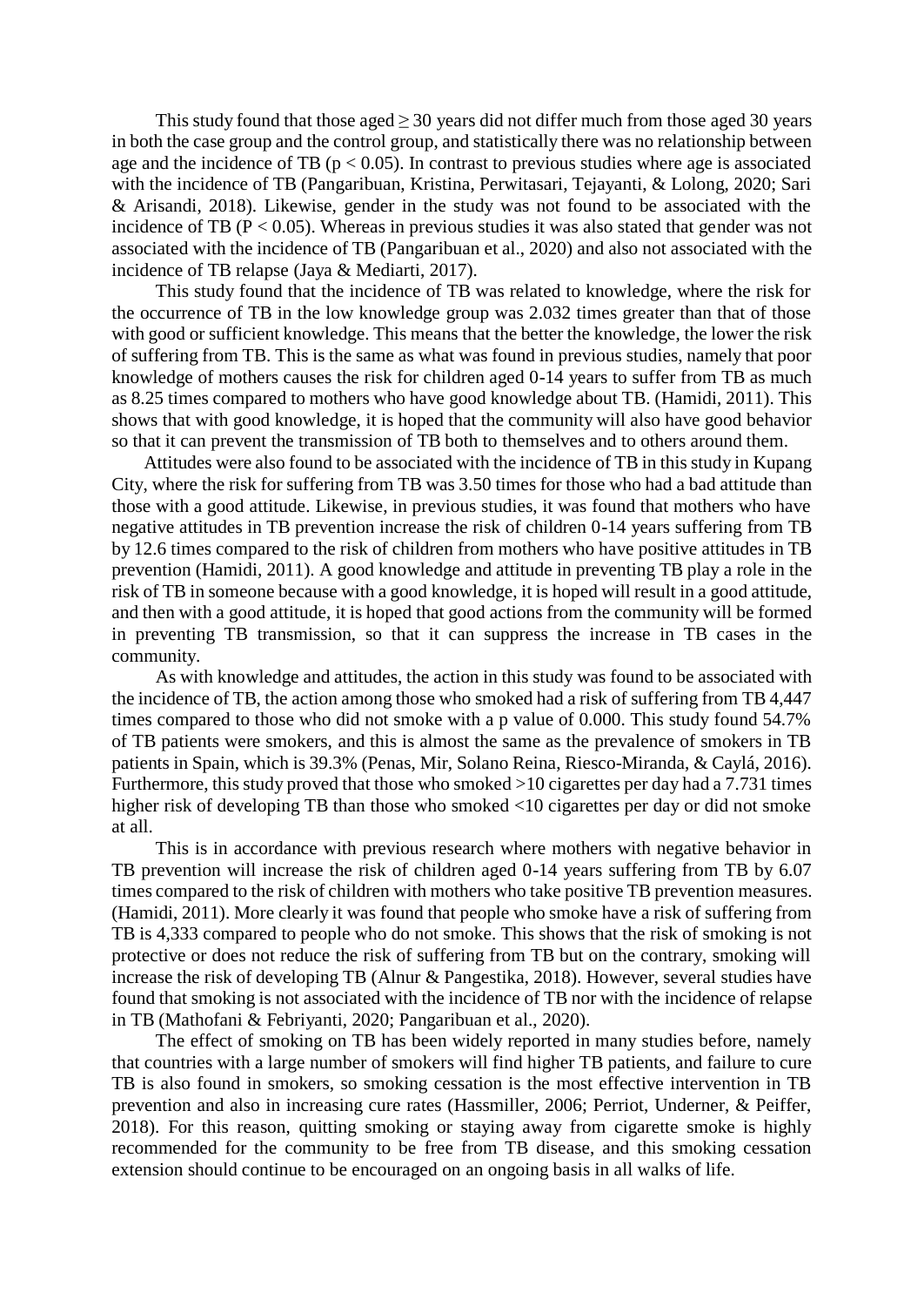This study found that those aged $\geq 30$ years did not differ much from those aged 30 years in both the case group and the control group, and statistically there was no relationship between age and the incidence of TB ($p < 0.05$). In contrast to previous studies where age is associated with the incidence of TB (Pangaribuan, Kristina, Perwitasari, Tejayanti, & Lolong, 2020; Sari & Arisandi, 2018). Likewise, gender in the study was not found to be associated with the incidence of TB ($P < 0.05$). Whereas in previous studies it was also stated that gender was not associated with the incidence of TB (Pangaribuan et al., 2020) and also not associated with the incidence of TB relapse (Jaya & Mediarti, 2017).

This study found that the incidence of TB was related to knowledge, where the risk for the occurrence of TB in the low knowledge group was 2.032 times greater than that of those with good or sufficient knowledge. This means that the better the knowledge, the lower the risk of suffering from TB. This is the same as what was found in previous studies, namely that poor knowledge of mothers causes the risk for children aged 0-14 years to suffer from TB as much as 8.25 times compared to mothers who have good knowledge about TB. (Hamidi, 2011). This shows that with good knowledge, it is hoped that the community will also have good behavior so that it can prevent the transmission of TB both to themselves and to others around them.

Attitudes were also found to be associated with the incidence of TB in this study in Kupang City, where the risk for suffering from TB was 3.50 times for those who had a bad attitude than those with a good attitude. Likewise, in previous studies, it was found that mothers who have negative attitudes in TB prevention increase the risk of children 0-14 years suffering from TB by 12.6 times compared to the risk of children from mothers who have positive attitudes in TB prevention (Hamidi, 2011). A good knowledge and attitude in preventing TB play a role in the risk of TB in someone because with a good knowledge, it is hoped will result in a good attitude, and then with a good attitude, it is hoped that good actions from the community will be formed in preventing TB transmission, so that it can suppress the increase in TB cases in the community.

As with knowledge and attitudes, the action in this study was found to be associated with the incidence of TB, the action among those who smoked had a risk of suffering from TB 4,447 times compared to those who did not smoke with a p value of 0.000. This study found 54.7% of TB patients were smokers, and this is almost the same as the prevalence of smokers in TB patients in Spain, which is 39.3% (Penas, Mir, Solano Reina, Riesco-Miranda, & Caylá, 2016). Furthermore, this study proved that those who smoked >10 cigarettes per day had a 7.731 times higher risk of developing TB than those who smoked <10 cigarettes per day or did not smoke at all.

This is in accordance with previous research where mothers with negative behavior in TB prevention will increase the risk of children aged 0-14 years suffering from TB by 6.07 times compared to the risk of children with mothers who take positive TB prevention measures. (Hamidi, 2011). More clearly it was found that people who smoke have a risk of suffering from TB is 4,333 compared to people who do not smoke. This shows that the risk of smoking is not protective or does not reduce the risk of suffering from TB but on the contrary, smoking will increase the risk of developing TB (Alnur & Pangestika, 2018). However, several studies have found that smoking is not associated with the incidence of TB nor with the incidence of relapse in TB (Mathofani & Febriyanti, 2020; Pangaribuan et al., 2020).

The effect of smoking on TB has been widely reported in many studies before, namely that countries with a large number of smokers will find higher TB patients, and failure to cure TB is also found in smokers, so smoking cessation is the most effective intervention in TB prevention and also in increasing cure rates (Hassmiller, 2006; Perriot, Underner, & Peiffer, 2018). For this reason, quitting smoking or staying away from cigarette smoke is highly recommended for the community to be free from TB disease, and this smoking cessation extension should continue to be encouraged on an ongoing basis in all walks of life.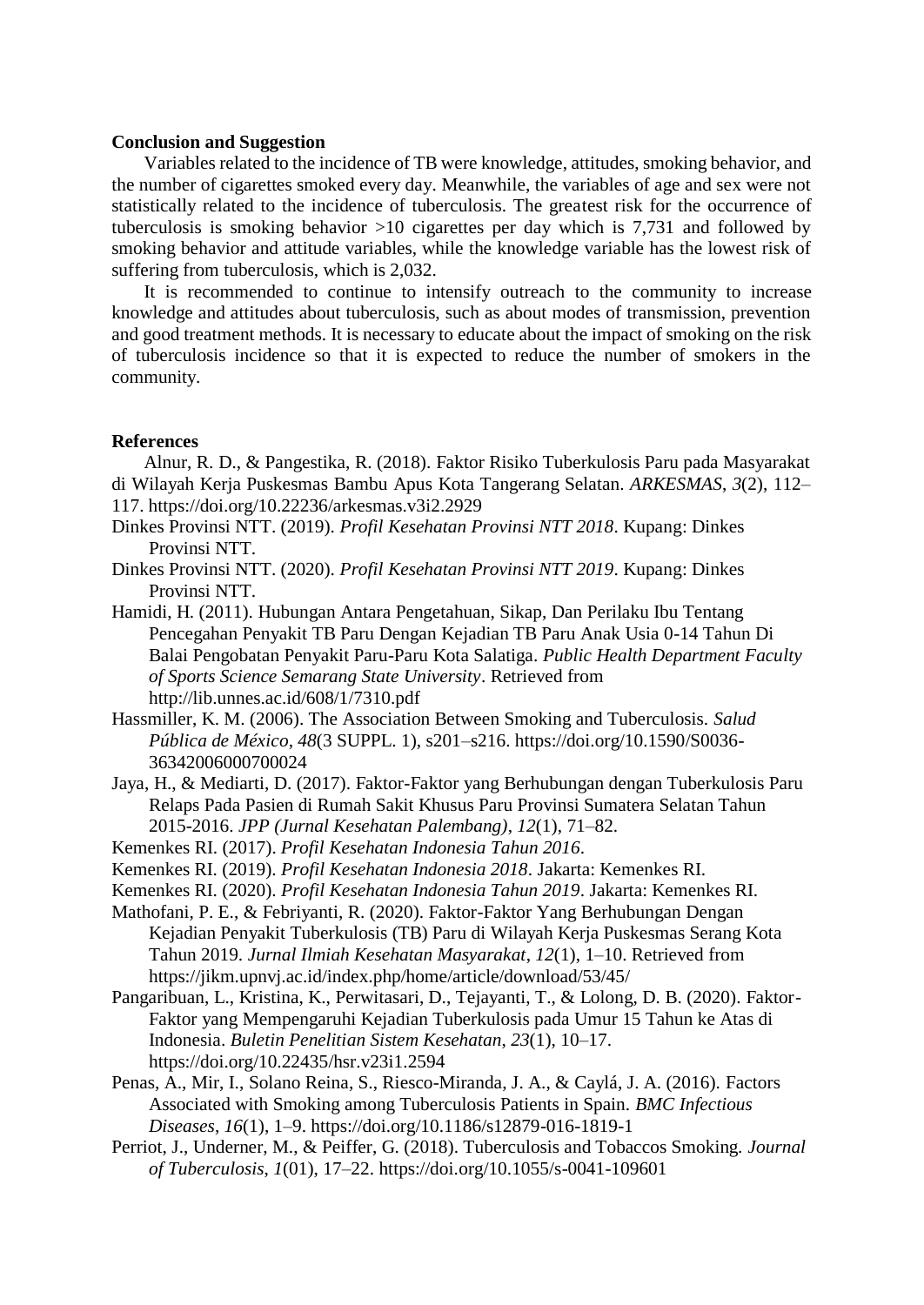## Conclusion and Suggestion

Variables related to the incidence of TB were knowledge, attitudes, smoking behavior, and the number of cigarettes smoked every day. Meanwhile, the variables of age and sex were not statistically related to the incidence of tuberculosis. The greatest risk for the occurrence of tuberculosis is smoking behavior >10 cigarettes per day which is 7,731 and followed by smoking behavior and attitude variables, while the knowledge variable has the lowest risk of suffering from tuberculosis, which is 2,032.

It is recommended to continue to intensify outreach to the community to increase knowledge and attitudes about tuberculosis, such as about modes of transmission, prevention and good treatment methods. It is necessary to educate about the impact of smoking on the risk of tuberculosis incidence so that it is expected to reduce the number of smokers in the community.

## References

Alnur, R. D., & Pangestika, R. (2018). Faktor Risiko Tuberkulosis Paru pada Masyarakat di Wilayah Kerja Puskesmas Bambu Apus Kota Tangerang Selatan. *ARKESMAS*, *3*(2), 112–117. https://doi.org/10.22236/arkesmas.v3i2.2929

Dinkes Provinsi NTT. (2019). *Profil Kesehatan Provinsi NTT 2018*. Kupang: Dinkes Provinsi NTT.

Dinkes Provinsi NTT. (2020). *Profil Kesehatan Provinsi NTT 2019*. Kupang: Dinkes Provinsi NTT.

Hamidi, H. (2011). Hubungan Antara Pengetahuan, Sikap, Dan Perilaku Ibu Tentang Pencegahan Penyakit TB Paru Dengan Kejadian TB Paru Anak Usia 0-14 Tahun Di Balai Pengobatan Penyakit Paru-Paru Kota Salatiga. *Public Health Department Faculty of Sports Science Semarang State University*. Retrieved from http://lib.unnes.ac.id/608/1/7310.pdf

Hassmiller, K. M. (2006). The Association Between Smoking and Tuberculosis. *Salud Pública de México*, *48*(3 SUPPL. 1), s201–s216. https://doi.org/10.1590/S0036-36342006000700024

Jaya, H., & Mediarti, D. (2017). Faktor-Faktor yang Berhubungan dengan Tuberkulosis Paru Relaps Pada Pasien di Rumah Sakit Khusus Paru Provinsi Sumatera Selatan Tahun 2015-2016. *JPP (Jurnal Kesehatan Palembang)*, *12*(1), 71–82.

Kemenkes RI. (2017). *Profil Kesehatan Indonesia Tahun 2016*.

Kemenkes RI. (2019). *Profil Kesehatan Indonesia 2018*. Jakarta: Kemenkes RI.

Kemenkes RI. (2020). *Profil Kesehatan Indonesia Tahun 2019*. Jakarta: Kemenkes RI.

Mathofani, P. E., & Febriyanti, R. (2020). Faktor-Faktor Yang Berhubungan Dengan Kejadian Penyakit Tuberkulosis (TB) Paru di Wilayah Kerja Puskesmas Serang Kota Tahun 2019. *Jurnal Ilmiah Kesehatan Masyarakat*, *12*(1), 1–10. Retrieved from https://jikm.upnvj.ac.id/index.php/home/article/download/53/45/

Pangaribuan, L., Kristina, K., Perwitasari, D., Tejayanti, T., & Lolong, D. B. (2020). Faktor-Faktor yang Mempengaruhi Kejadian Tuberkulosis pada Umur 15 Tahun ke Atas di Indonesia. *Buletin Penelitian Sistem Kesehatan*, *23*(1), 10–17. https://doi.org/10.22435/hsr.v23i1.2594

Penas, A., Mir, I., Solano Reina, S., Riesco-Miranda, J. A., & Caylá, J. A. (2016). Factors Associated with Smoking among Tuberculosis Patients in Spain. *BMC Infectious Diseases*, *16*(1), 1–9. https://doi.org/10.1186/s12879-016-1819-1

Perriot, J., Underner, M., & Peiffer, G. (2018). Tuberculosis and Tobaccos Smoking. *Journal of Tuberculosis*, *1*(01), 17–22. https://doi.org/10.1055/s-0041-109601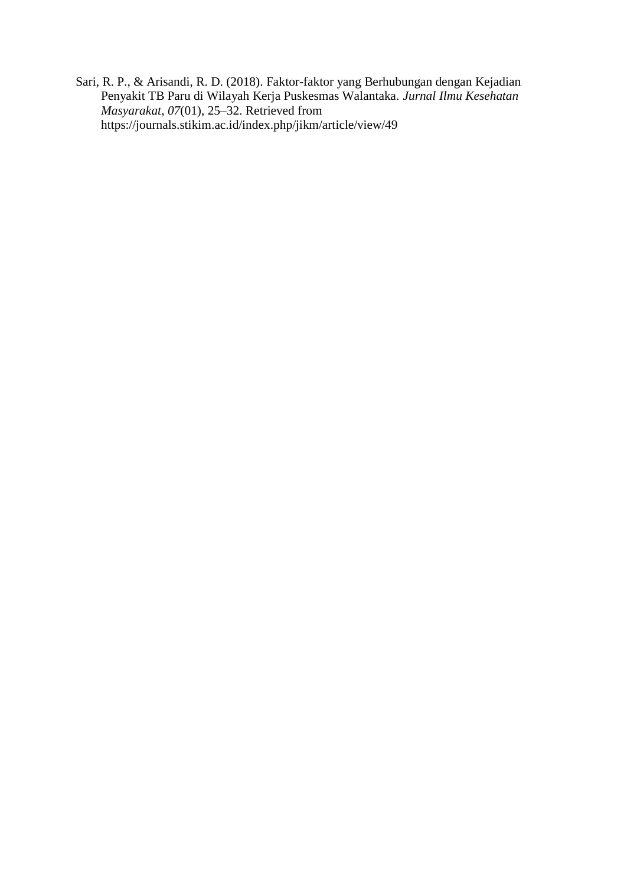Sari, R. P., & Arisandi, R. D. (2018). Faktor-faktor yang Berhubungan dengan Kejadian Penyakit TB Paru di Wilayah Kerja Puskesmas Walantaka. *Jurnal Ilmu Kesehatan Masyarakat*, *07*(01), 25–32. Retrieved from https://journals.stikim.ac.id/index.php/jikm/article/view/49